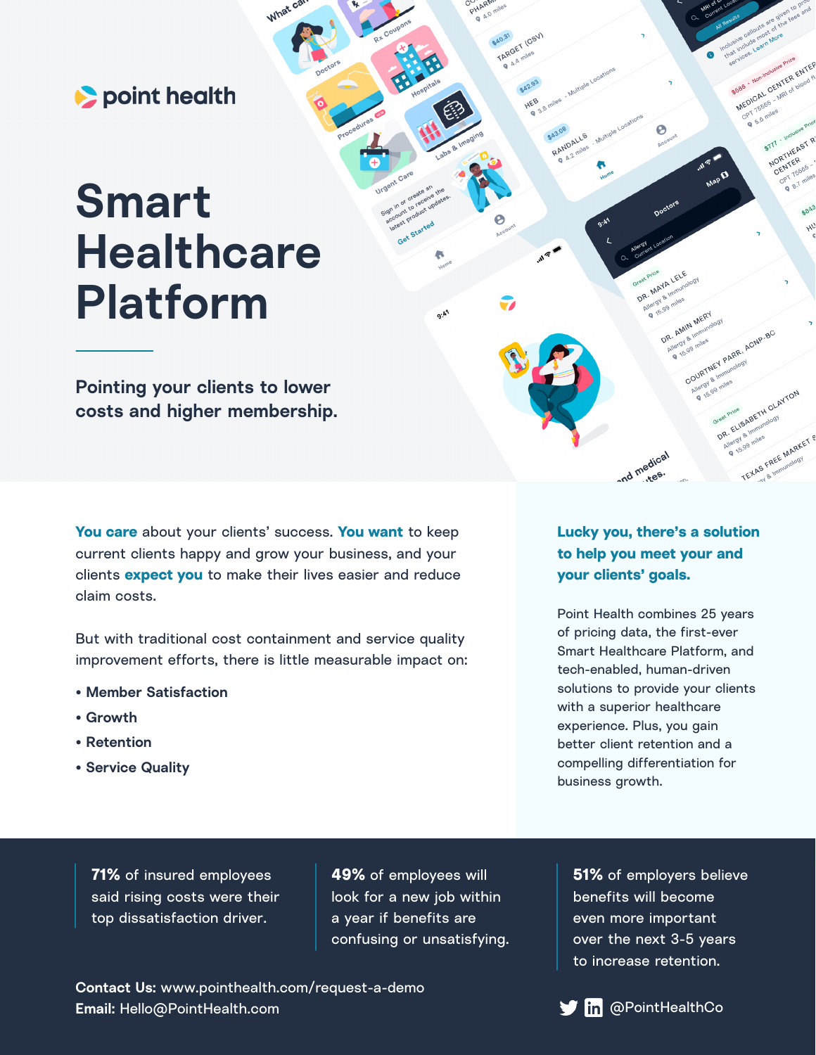point health

# Smart Healthcare Platform

## Pointing your clients to lower costs and higher membership.

**You care** about your clients' success. **You want** to keep current clients happy and grow your business, and your clients **expect you** to make their lives easier and reduce claim costs.

But with traditional cost containment and service quality improvement efforts, there is little measurable impact on:

- **Member Satisfaction**
- **Growth**
- **Retention**
- **Service Quality**

### Lucky you, there's a solution to help you meet your and your clients' goals.

Point Health combines 25 years of pricing data, the first-ever Smart Healthcare Platform, and tech-enabled, human-driven solutions to provide your clients with a superior healthcare experience. Plus, you gain better client retention and a compelling differentiation for business growth.

**71%** of insured employees said rising costs were their top dissatisfaction driver.

**49%** of employees will look for a new job within a year if benefits are confusing or unsatisfying.

**51%** of employers believe benefits will become even more important over the next 3-5 years to increase retention.

**Contact Us:** www.pointhealth.com/request-a-demo
**Email:** Hello@PointHealth.com

@PointHealthCo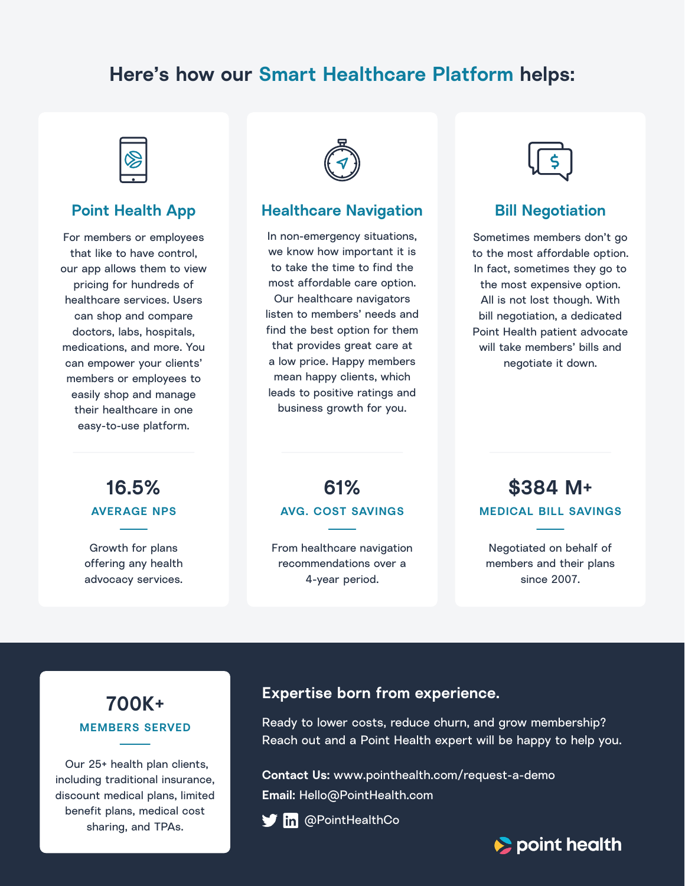# Here's how our Smart Healthcare Platform helps:

## Point Health App

For members or employees that like to have control, our app allows them to view pricing for hundreds of healthcare services. Users can shop and compare doctors, labs, hospitals, medications, and more. You can empower your clients' members or employees to easily shop and manage their healthcare in one easy-to-use platform.

**16.5%**

**AVERAGE NPS**

Growth for plans offering any health advocacy services.

## Healthcare Navigation

In non-emergency situations, we know how important it is to take the time to find the most affordable care option. Our healthcare navigators listen to members' needs and find the best option for them that provides great care at a low price. Happy members mean happy clients, which leads to positive ratings and business growth for you.

**61%**

**AVG. COST SAVINGS**

From healthcare navigation recommendations over a 4-year period.

## Bill Negotiation

Sometimes members don't go to the most affordable option. In fact, sometimes they go to the most expensive option. All is not lost though. With bill negotiation, a dedicated Point Health patient advocate will take members' bills and negotiate it down.

**$384 M+**

**MEDICAL BILL SAVINGS**

Negotiated on behalf of members and their plans since 2007.

---

**700K+**

**MEMBERS SERVED**

Our 25+ health plan clients, including traditional insurance, discount medical plans, limited benefit plans, medical cost sharing, and TPAs.

## Expertise born from experience.

Ready to lower costs, reduce churn, and grow membership? Reach out and a Point Health expert will be happy to help you.

**Contact Us:** www.pointhealth.com/request-a-demo

**Email:** Hello@PointHealth.com

@PointHealthCo

point health